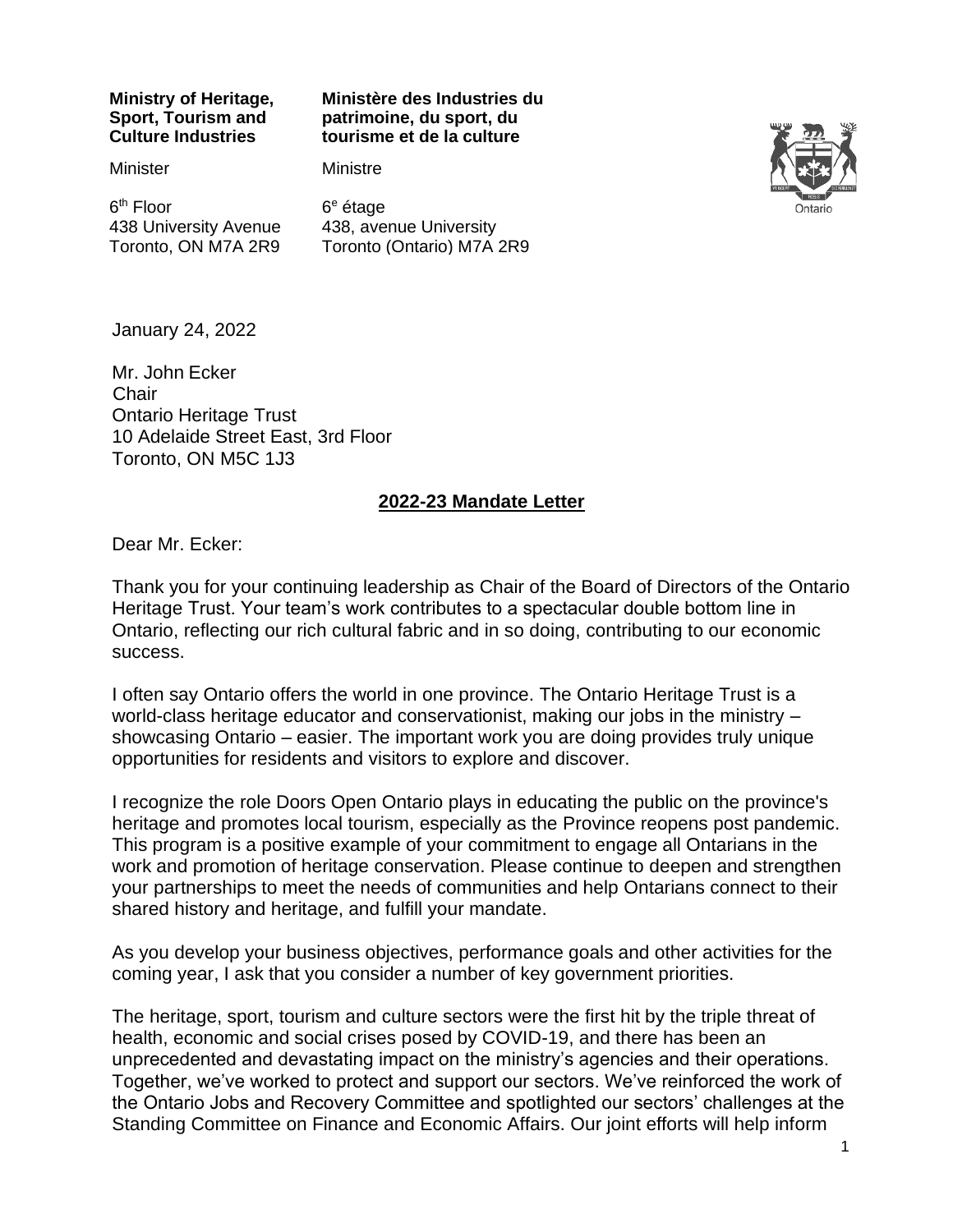**Ministry of Heritage, Sport, Tourism and Culture Industries**

Minister

6th Floor
438 University Avenue
Toronto, ON M7A 2R9

**Ministère des Industries du patrimoine, du sport, du tourisme et de la culture**

Ministre

6e étage
438, avenue University
Toronto (Ontario) M7A 2R9

January 24, 2022

Mr. John Ecker
Chair
Ontario Heritage Trust
10 Adelaide Street East, 3rd Floor
Toronto, ON M5C 1J3

## 2022-23 Mandate Letter

Dear Mr. Ecker:

Thank you for your continuing leadership as Chair of the Board of Directors of the Ontario Heritage Trust. Your team's work contributes to a spectacular double bottom line in Ontario, reflecting our rich cultural fabric and in so doing, contributing to our economic success.

I often say Ontario offers the world in one province. The Ontario Heritage Trust is a world-class heritage educator and conservationist, making our jobs in the ministry – showcasing Ontario – easier. The important work you are doing provides truly unique opportunities for residents and visitors to explore and discover.

I recognize the role Doors Open Ontario plays in educating the public on the province's heritage and promotes local tourism, especially as the Province reopens post pandemic. This program is a positive example of your commitment to engage all Ontarians in the work and promotion of heritage conservation. Please continue to deepen and strengthen your partnerships to meet the needs of communities and help Ontarians connect to their shared history and heritage, and fulfill your mandate.

As you develop your business objectives, performance goals and other activities for the coming year, I ask that you consider a number of key government priorities.

The heritage, sport, tourism and culture sectors were the first hit by the triple threat of health, economic and social crises posed by COVID-19, and there has been an unprecedented and devastating impact on the ministry's agencies and their operations. Together, we've worked to protect and support our sectors. We've reinforced the work of the Ontario Jobs and Recovery Committee and spotlighted our sectors' challenges at the Standing Committee on Finance and Economic Affairs. Our joint efforts will help inform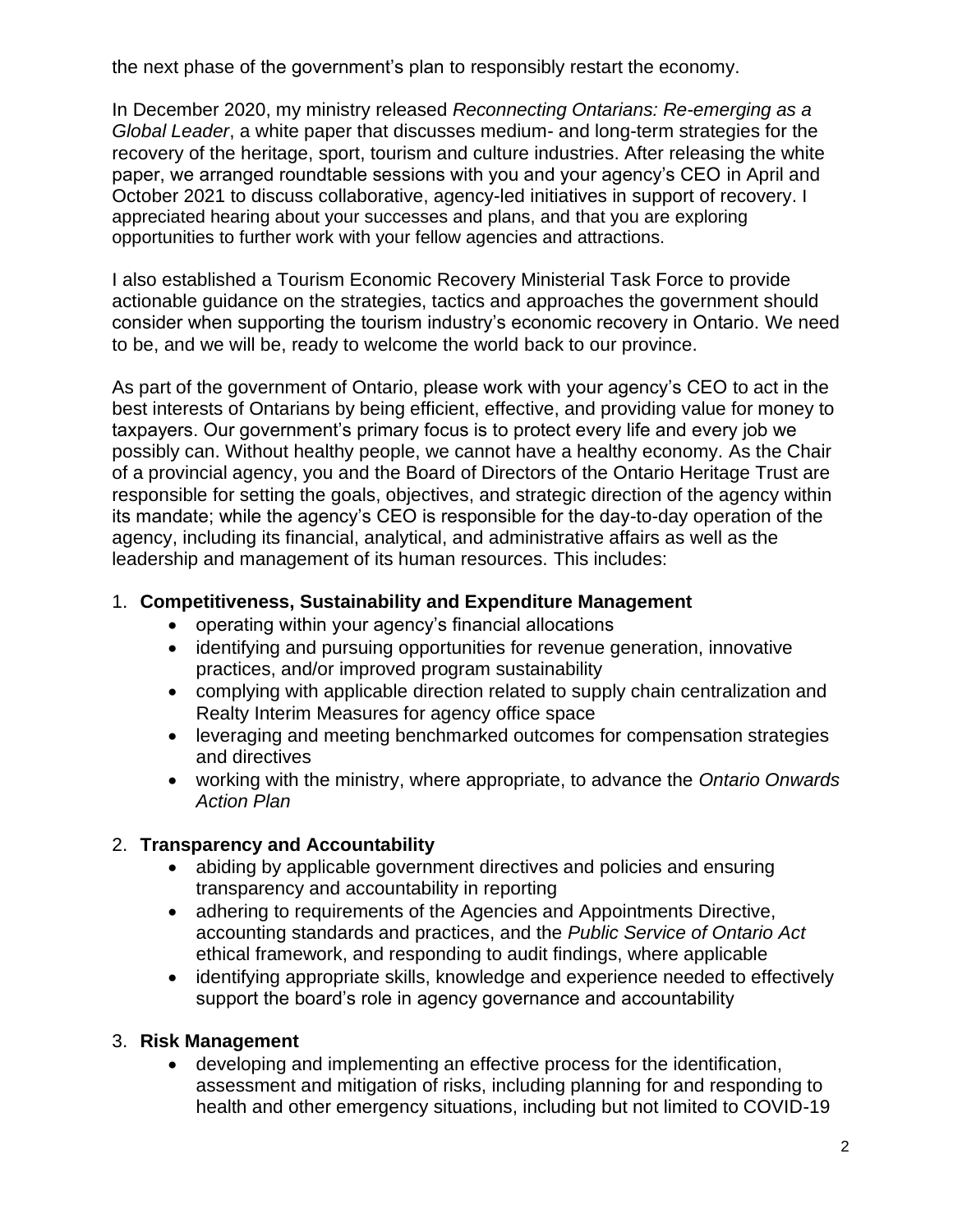the next phase of the government's plan to responsibly restart the economy.

In December 2020, my ministry released *Reconnecting Ontarians: Re-emerging as a Global Leader*, a white paper that discusses medium- and long-term strategies for the recovery of the heritage, sport, tourism and culture industries. After releasing the white paper, we arranged roundtable sessions with you and your agency's CEO in April and October 2021 to discuss collaborative, agency-led initiatives in support of recovery. I appreciated hearing about your successes and plans, and that you are exploring opportunities to further work with your fellow agencies and attractions.

I also established a Tourism Economic Recovery Ministerial Task Force to provide actionable guidance on the strategies, tactics and approaches the government should consider when supporting the tourism industry's economic recovery in Ontario. We need to be, and we will be, ready to welcome the world back to our province.

As part of the government of Ontario, please work with your agency's CEO to act in the best interests of Ontarians by being efficient, effective, and providing value for money to taxpayers. Our government's primary focus is to protect every life and every job we possibly can. Without healthy people, we cannot have a healthy economy. As the Chair of a provincial agency, you and the Board of Directors of the Ontario Heritage Trust are responsible for setting the goals, objectives, and strategic direction of the agency within its mandate; while the agency's CEO is responsible for the day-to-day operation of the agency, including its financial, analytical, and administrative affairs as well as the leadership and management of its human resources. This includes:

1. **Competitiveness, Sustainability and Expenditure Management**
   - operating within your agency's financial allocations
   - identifying and pursuing opportunities for revenue generation, innovative practices, and/or improved program sustainability
   - complying with applicable direction related to supply chain centralization and Realty Interim Measures for agency office space
   - leveraging and meeting benchmarked outcomes for compensation strategies and directives
   - working with the ministry, where appropriate, to advance the *Ontario Onwards Action Plan*

2. **Transparency and Accountability**
   - abiding by applicable government directives and policies and ensuring transparency and accountability in reporting
   - adhering to requirements of the Agencies and Appointments Directive, accounting standards and practices, and the *Public Service of Ontario Act* ethical framework, and responding to audit findings, where applicable
   - identifying appropriate skills, knowledge and experience needed to effectively support the board's role in agency governance and accountability

3. **Risk Management**
   - developing and implementing an effective process for the identification, assessment and mitigation of risks, including planning for and responding to health and other emergency situations, including but not limited to COVID-19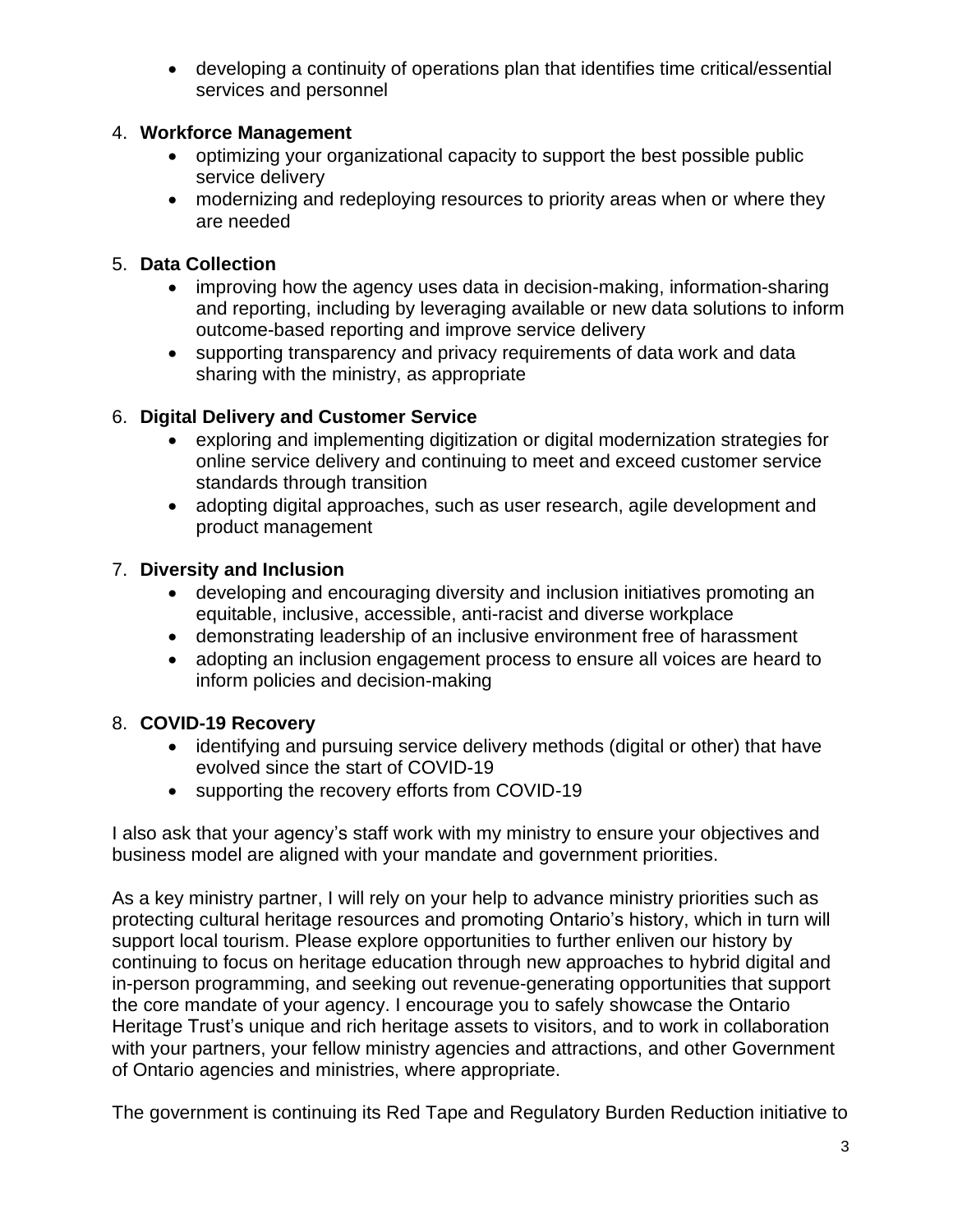- developing a continuity of operations plan that identifies time critical/essential services and personnel

4. **Workforce Management**
    - optimizing your organizational capacity to support the best possible public service delivery
    - modernizing and redeploying resources to priority areas when or where they are needed

5. **Data Collection**
    - improving how the agency uses data in decision-making, information-sharing and reporting, including by leveraging available or new data solutions to inform outcome-based reporting and improve service delivery
    - supporting transparency and privacy requirements of data work and data sharing with the ministry, as appropriate

6. **Digital Delivery and Customer Service**
    - exploring and implementing digitization or digital modernization strategies for online service delivery and continuing to meet and exceed customer service standards through transition
    - adopting digital approaches, such as user research, agile development and product management

7. **Diversity and Inclusion**
    - developing and encouraging diversity and inclusion initiatives promoting an equitable, inclusive, accessible, anti-racist and diverse workplace
    - demonstrating leadership of an inclusive environment free of harassment
    - adopting an inclusion engagement process to ensure all voices are heard to inform policies and decision-making

8. **COVID-19 Recovery**
    - identifying and pursuing service delivery methods (digital or other) that have evolved since the start of COVID-19
    - supporting the recovery efforts from COVID-19

I also ask that your agency's staff work with my ministry to ensure your objectives and business model are aligned with your mandate and government priorities.

As a key ministry partner, I will rely on your help to advance ministry priorities such as protecting cultural heritage resources and promoting Ontario's history, which in turn will support local tourism. Please explore opportunities to further enliven our history by continuing to focus on heritage education through new approaches to hybrid digital and in-person programming, and seeking out revenue-generating opportunities that support the core mandate of your agency. I encourage you to safely showcase the Ontario Heritage Trust's unique and rich heritage assets to visitors, and to work in collaboration with your partners, your fellow ministry agencies and attractions, and other Government of Ontario agencies and ministries, where appropriate.

The government is continuing its Red Tape and Regulatory Burden Reduction initiative to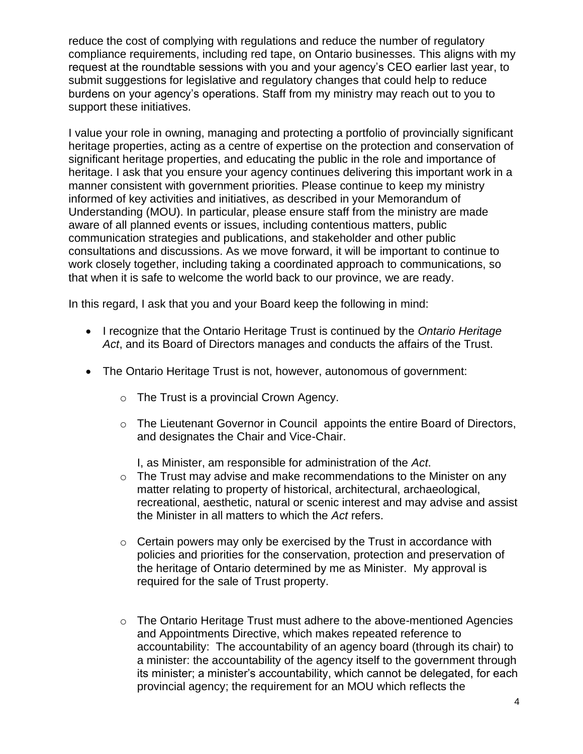reduce the cost of complying with regulations and reduce the number of regulatory compliance requirements, including red tape, on Ontario businesses. This aligns with my request at the roundtable sessions with you and your agency's CEO earlier last year, to submit suggestions for legislative and regulatory changes that could help to reduce burdens on your agency's operations. Staff from my ministry may reach out to you to support these initiatives.

I value your role in owning, managing and protecting a portfolio of provincially significant heritage properties, acting as a centre of expertise on the protection and conservation of significant heritage properties, and educating the public in the role and importance of heritage. I ask that you ensure your agency continues delivering this important work in a manner consistent with government priorities. Please continue to keep my ministry informed of key activities and initiatives, as described in your Memorandum of Understanding (MOU). In particular, please ensure staff from the ministry are made aware of all planned events or issues, including contentious matters, public communication strategies and publications, and stakeholder and other public consultations and discussions. As we move forward, it will be important to continue to work closely together, including taking a coordinated approach to communications, so that when it is safe to welcome the world back to our province, we are ready.

In this regard, I ask that you and your Board keep the following in mind:

- I recognize that the Ontario Heritage Trust is continued by the *Ontario Heritage Act*, and its Board of Directors manages and conducts the affairs of the Trust.
- The Ontario Heritage Trust is not, however, autonomous of government:
  - The Trust is a provincial Crown Agency.
  - The Lieutenant Governor in Council appoints the entire Board of Directors, and designates the Chair and Vice-Chair.

    I, as Minister, am responsible for administration of the *Act*.
  - The Trust may advise and make recommendations to the Minister on any matter relating to property of historical, architectural, archaeological, recreational, aesthetic, natural or scenic interest and may advise and assist the Minister in all matters to which the *Act* refers.
  - Certain powers may only be exercised by the Trust in accordance with policies and priorities for the conservation, protection and preservation of the heritage of Ontario determined by me as Minister. My approval is required for the sale of Trust property.
  - The Ontario Heritage Trust must adhere to the above-mentioned Agencies and Appointments Directive, which makes repeated reference to accountability: The accountability of an agency board (through its chair) to a minister: the accountability of the agency itself to the government through its minister; a minister's accountability, which cannot be delegated, for each provincial agency; the requirement for an MOU which reflects the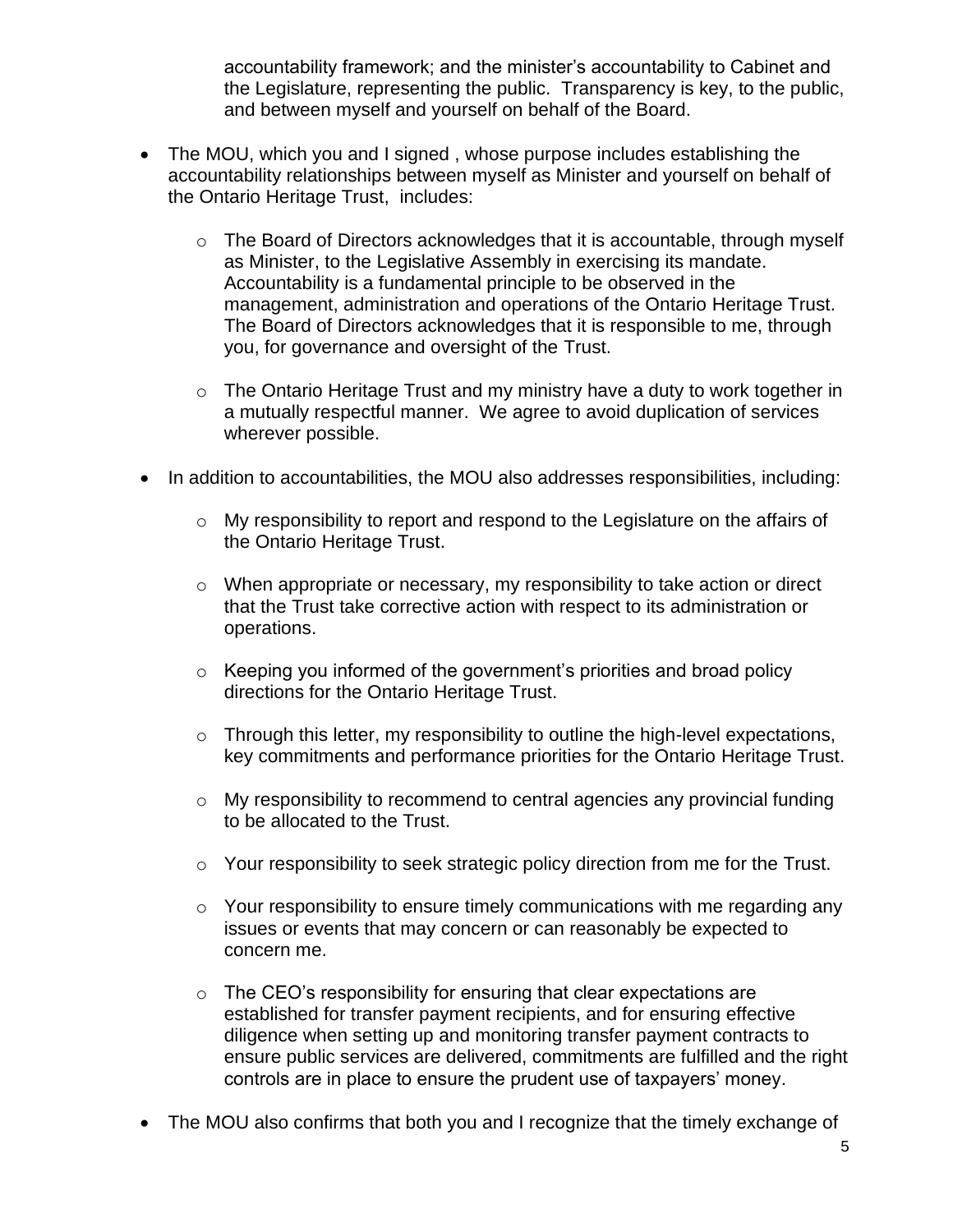accountability framework; and the minister's accountability to Cabinet and the Legislature, representing the public. Transparency is key, to the public, and between myself and yourself on behalf of the Board.

- The MOU, which you and I signed , whose purpose includes establishing the accountability relationships between myself as Minister and yourself on behalf of the Ontario Heritage Trust, includes:
  - The Board of Directors acknowledges that it is accountable, through myself as Minister, to the Legislative Assembly in exercising its mandate. Accountability is a fundamental principle to be observed in the management, administration and operations of the Ontario Heritage Trust. The Board of Directors acknowledges that it is responsible to me, through you, for governance and oversight of the Trust.
  - The Ontario Heritage Trust and my ministry have a duty to work together in a mutually respectful manner. We agree to avoid duplication of services wherever possible.
- In addition to accountabilities, the MOU also addresses responsibilities, including:
  - My responsibility to report and respond to the Legislature on the affairs of the Ontario Heritage Trust.
  - When appropriate or necessary, my responsibility to take action or direct that the Trust take corrective action with respect to its administration or operations.
  - Keeping you informed of the government's priorities and broad policy directions for the Ontario Heritage Trust.
  - Through this letter, my responsibility to outline the high-level expectations, key commitments and performance priorities for the Ontario Heritage Trust.
  - My responsibility to recommend to central agencies any provincial funding to be allocated to the Trust.
  - Your responsibility to seek strategic policy direction from me for the Trust.
  - Your responsibility to ensure timely communications with me regarding any issues or events that may concern or can reasonably be expected to concern me.
  - The CEO's responsibility for ensuring that clear expectations are established for transfer payment recipients, and for ensuring effective diligence when setting up and monitoring transfer payment contracts to ensure public services are delivered, commitments are fulfilled and the right controls are in place to ensure the prudent use of taxpayers' money.
- The MOU also confirms that both you and I recognize that the timely exchange of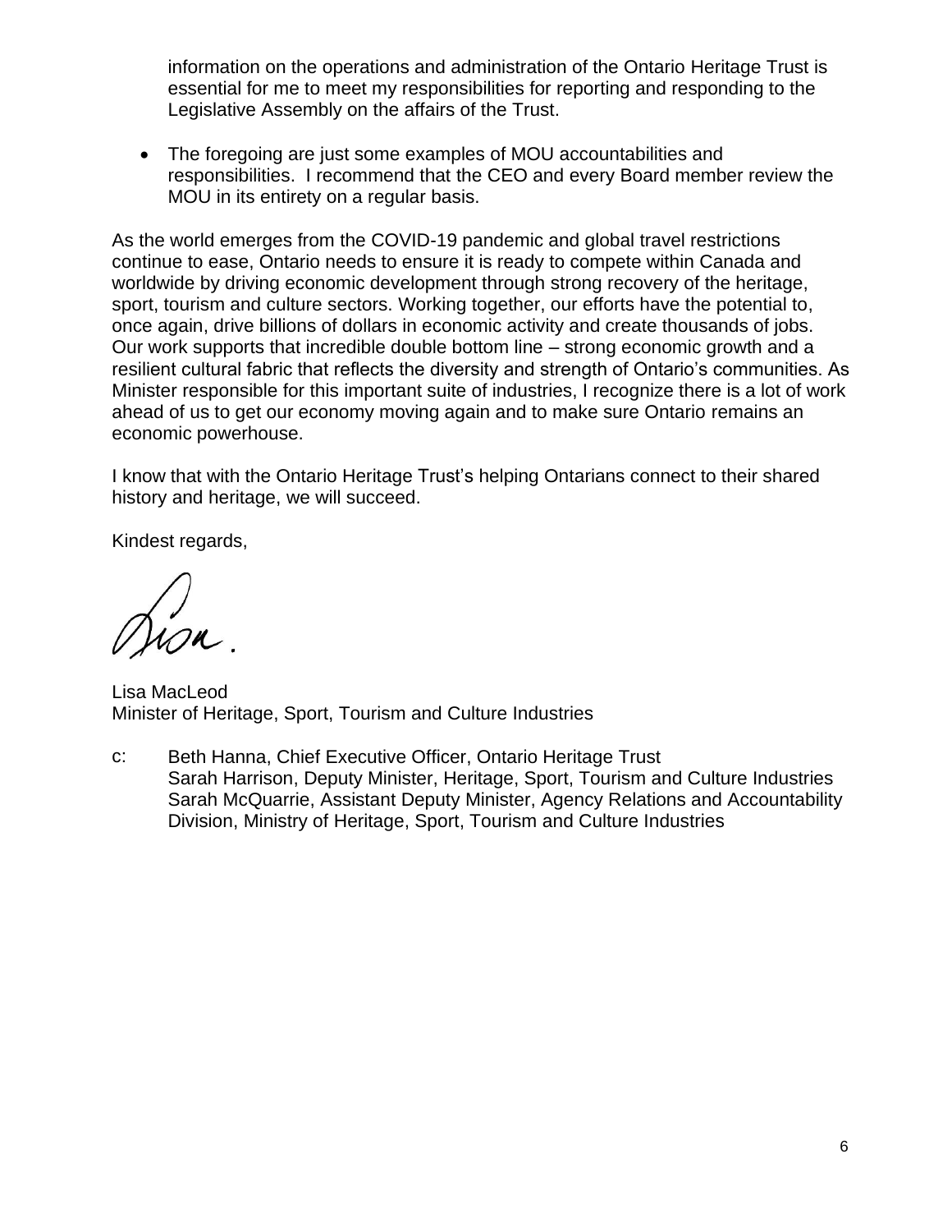information on the operations and administration of the Ontario Heritage Trust is essential for me to meet my responsibilities for reporting and responding to the Legislative Assembly on the affairs of the Trust.

- The foregoing are just some examples of MOU accountabilities and responsibilities. I recommend that the CEO and every Board member review the MOU in its entirety on a regular basis.

As the world emerges from the COVID-19 pandemic and global travel restrictions continue to ease, Ontario needs to ensure it is ready to compete within Canada and worldwide by driving economic development through strong recovery of the heritage, sport, tourism and culture sectors. Working together, our efforts have the potential to, once again, drive billions of dollars in economic activity and create thousands of jobs. Our work supports that incredible double bottom line – strong economic growth and a resilient cultural fabric that reflects the diversity and strength of Ontario's communities. As Minister responsible for this important suite of industries, I recognize there is a lot of work ahead of us to get our economy moving again and to make sure Ontario remains an economic powerhouse.

I know that with the Ontario Heritage Trust's helping Ontarians connect to their shared history and heritage, we will succeed.

Kindest regards,

Lisa.

Lisa MacLeod
Minister of Heritage, Sport, Tourism and Culture Industries

c: Beth Hanna, Chief Executive Officer, Ontario Heritage Trust
Sarah Harrison, Deputy Minister, Heritage, Sport, Tourism and Culture Industries
Sarah McQuarrie, Assistant Deputy Minister, Agency Relations and Accountability Division, Ministry of Heritage, Sport, Tourism and Culture Industries